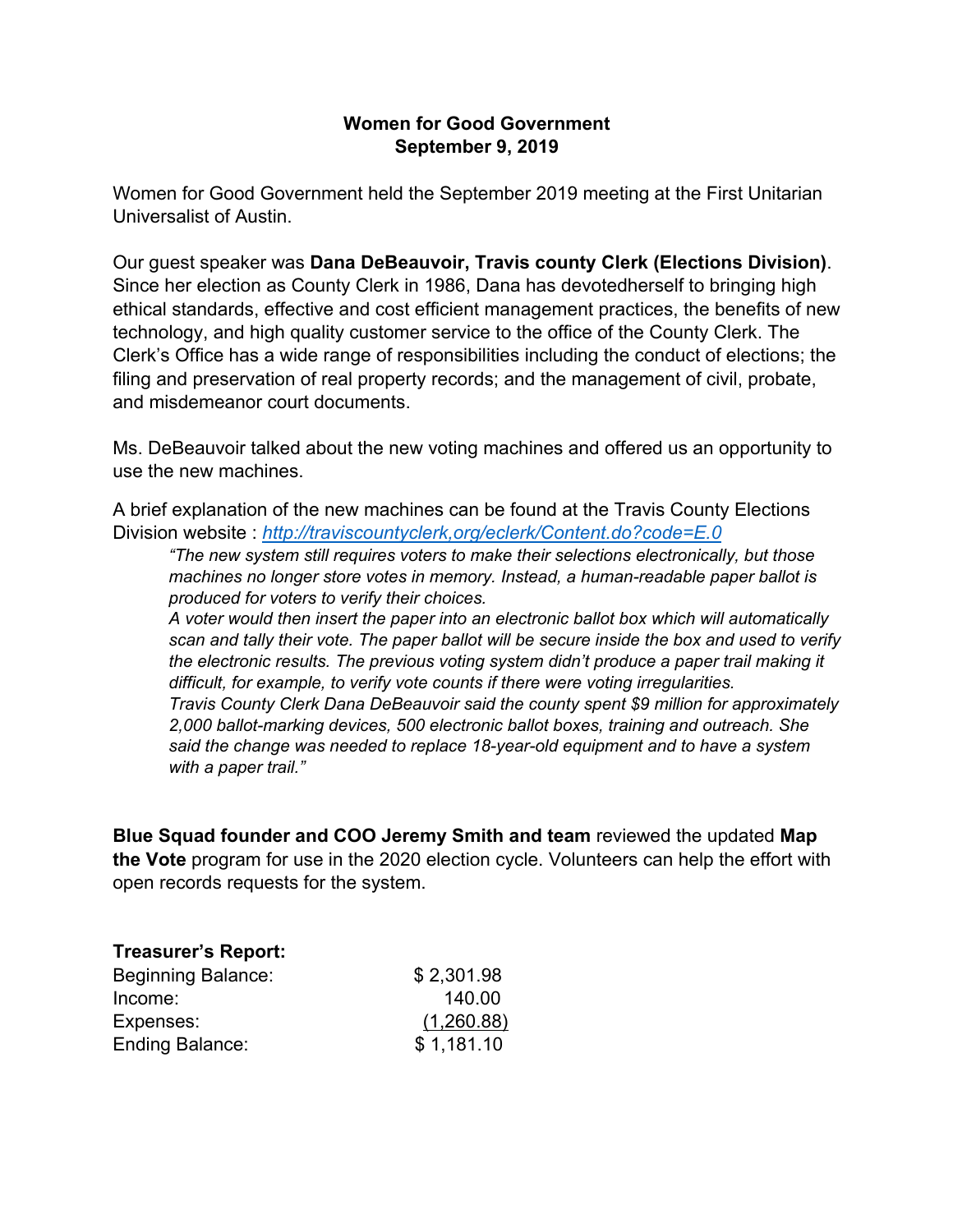**Women for Good Government**
**September 9, 2019**

Women for Good Government held the September 2019 meeting at the First Unitarian Universalist of Austin.

Our guest speaker was **Dana DeBeauvoir, Travis county Clerk (Elections Division)**. Since her election as County Clerk in 1986, Dana has devotedherself to bringing high ethical standards, effective and cost efficient management practices, the benefits of new technology, and high quality customer service to the office of the County Clerk. The Clerk's Office has a wide range of responsibilities including the conduct of elections; the filing and preservation of real property records; and the management of civil, probate, and misdemeanor court documents.

Ms. DeBeauvoir talked about the new voting machines and offered us an opportunity to use the new machines.

A brief explanation of the new machines can be found at the Travis County Elections Division website : *http://traviscountyclerk,org/eclerk/Content.do?code=E.0*

> *"The new system still requires voters to make their selections electronically, but those machines no longer store votes in memory. Instead, a human-readable paper ballot is produced for voters to verify their choices.*
> *A voter would then insert the paper into an electronic ballot box which will automatically scan and tally their vote. The paper ballot will be secure inside the box and used to verify the electronic results. The previous voting system didn't produce a paper trail making it difficult, for example, to verify vote counts if there were voting irregularities.*
> *Travis County Clerk Dana DeBeauvoir said the county spent $9 million for approximately 2,000 ballot-marking devices, 500 electronic ballot boxes, training and outreach. She said the change was needed to replace 18-year-old equipment and to have a system with a paper trail."*

**Blue Squad founder and COO Jeremy Smith and team** reviewed the updated **Map the Vote** program for use in the 2020 election cycle. Volunteers can help the effort with open records requests for the system.

**Treasurer's Report:**

| | |
|---|---|
| Beginning Balance: | $ 2,301.98 |
| Income: | 140.00 |
| Expenses: | (1,260.88) |
| Ending Balance: | $ 1,181.10 |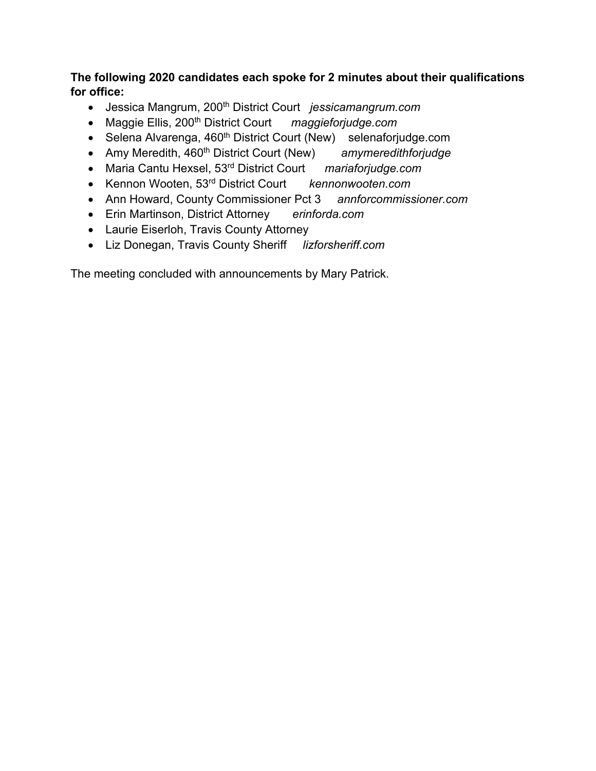**The following 2020 candidates each spoke for 2 minutes about their qualifications for office:**

- Jessica Mangrum, 200th District Court *jessicamangrum.com*
- Maggie Ellis, 200th District Court *maggieforjudge.com*
- Selena Alvarenga, 460th District Court (New) selenaforjudge.com
- Amy Meredith, 460th District Court (New) *amymeredithforjudge*
- Maria Cantu Hexsel, 53rd District Court *mariaforjudge.com*
- Kennon Wooten, 53rd District Court *kennonwooten.com*
- Ann Howard, County Commissioner Pct 3 *annforcommissioner.com*
- Erin Martinson, District Attorney *erinforda.com*
- Laurie Eiserloh, Travis County Attorney
- Liz Donegan, Travis County Sheriff *lizforsheriff.com*

The meeting concluded with announcements by Mary Patrick.